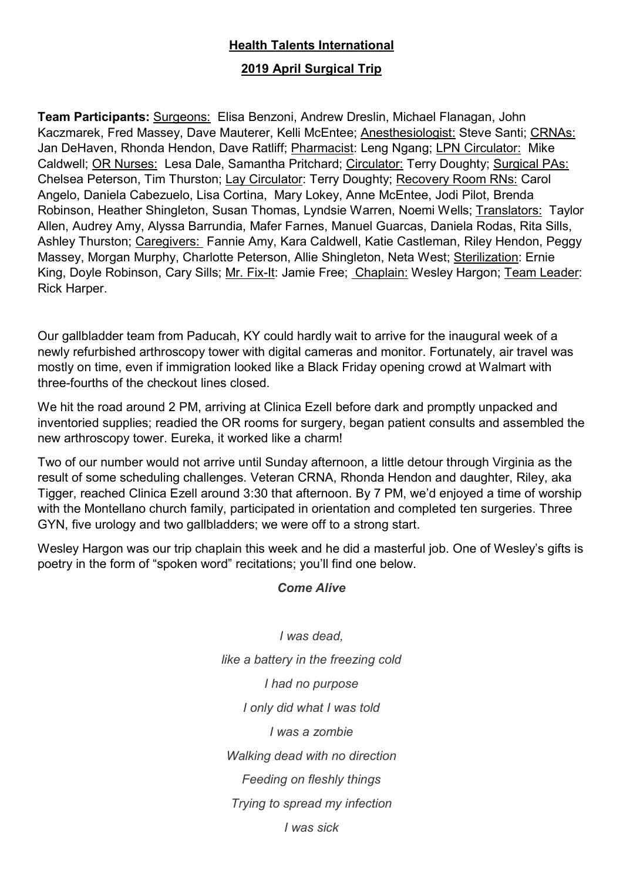**Health Talents International**

**2019 April Surgical Trip**

**Team Participants:** Surgeons: Elisa Benzoni, Andrew Dreslin, Michael Flanagan, John Kaczmarek, Fred Massey, Dave Mauterer, Kelli McEntee; Anesthesiologist: Steve Santi; CRNAs: Jan DeHaven, Rhonda Hendon, Dave Ratliff; Pharmacist: Leng Ngang; LPN Circulator: Mike Caldwell; OR Nurses: Lesa Dale, Samantha Pritchard; Circulator: Terry Doughty; Surgical PAs: Chelsea Peterson, Tim Thurston; Lay Circulator: Terry Doughty; Recovery Room RNs: Carol Angelo, Daniela Cabezuelo, Lisa Cortina, Mary Lokey, Anne McEntee, Jodi Pilot, Brenda Robinson, Heather Shingleton, Susan Thomas, Lyndsie Warren, Noemi Wells; Translators: Taylor Allen, Audrey Amy, Alyssa Barrundia, Mafer Farnes, Manuel Guarcas, Daniela Rodas, Rita Sills, Ashley Thurston; Caregivers: Fannie Amy, Kara Caldwell, Katie Castleman, Riley Hendon, Peggy Massey, Morgan Murphy, Charlotte Peterson, Allie Shingleton, Neta West; Sterilization: Ernie King, Doyle Robinson, Cary Sills; Mr. Fix-It: Jamie Free; Chaplain: Wesley Hargon; Team Leader: Rick Harper.

Our gallbladder team from Paducah, KY could hardly wait to arrive for the inaugural week of a newly refurbished arthroscopy tower with digital cameras and monitor. Fortunately, air travel was mostly on time, even if immigration looked like a Black Friday opening crowd at Walmart with three-fourths of the checkout lines closed.

We hit the road around 2 PM, arriving at Clinica Ezell before dark and promptly unpacked and inventoried supplies; readied the OR rooms for surgery, began patient consults and assembled the new arthroscopy tower. Eureka, it worked like a charm!

Two of our number would not arrive until Sunday afternoon, a little detour through Virginia as the result of some scheduling challenges. Veteran CRNA, Rhonda Hendon and daughter, Riley, aka Tigger, reached Clinica Ezell around 3:30 that afternoon. By 7 PM, we'd enjoyed a time of worship with the Montellano church family, participated in orientation and completed ten surgeries. Three GYN, five urology and two gallbladders; we were off to a strong start.

Wesley Hargon was our trip chaplain this week and he did a masterful job. One of Wesley's gifts is poetry in the form of "spoken word" recitations; you'll find one below.

***Come Alive***

*I was dead,*

*like a battery in the freezing cold*

*I had no purpose*

*I only did what I was told*

*I was a zombie*

*Walking dead with no direction*

*Feeding on fleshly things*

*Trying to spread my infection*

*I was sick*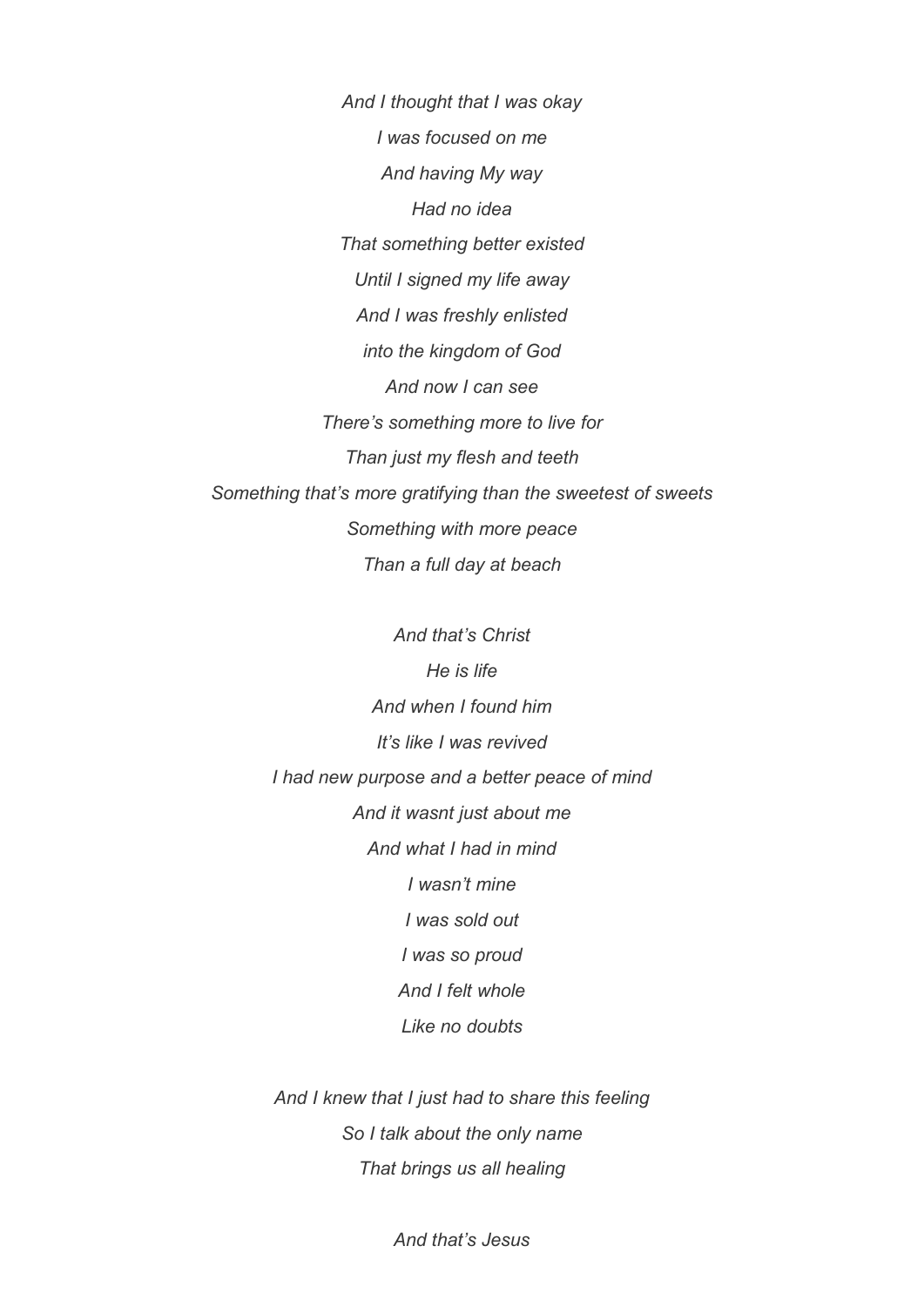*And I thought that I was okay*
*I was focused on me*
*And having My way*
*Had no idea*
*That something better existed*
*Until I signed my life away*
*And I was freshly enlisted*
*into the kingdom of God*
*And now I can see*
*There's something more to live for*
*Than just my flesh and teeth*
*Something that's more gratifying than the sweetest of sweets*
*Something with more peace*
*Than a full day at beach*

*And that's Christ*
*He is life*
*And when I found him*
*It's like I was revived*
*I had new purpose and a better peace of mind*
*And it wasnt just about me*
*And what I had in mind*
*I wasn't mine*
*I was sold out*
*I was so proud*
*And I felt whole*
*Like no doubts*

*And I knew that I just had to share this feeling*
*So I talk about the only name*
*That brings us all healing*

*And that's Jesus*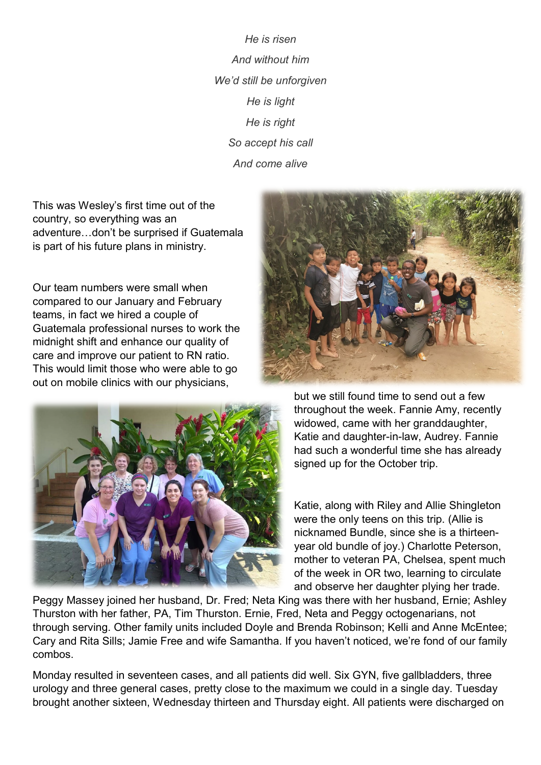*He is risen*

*And without him*

*We'd still be unforgiven*

*He is light*

*He is right*

*So accept his call*

*And come alive*

This was Wesley's first time out of the country, so everything was an adventure…don't be surprised if Guatemala is part of his future plans in ministry.

Our team numbers were small when compared to our January and February teams, in fact we hired a couple of Guatemala professional nurses to work the midnight shift and enhance our quality of care and improve our patient to RN ratio. This would limit those who were able to go out on mobile clinics with our physicians, but we still found time to send out a few throughout the week. Fannie Amy, recently widowed, came with her granddaughter, Katie and daughter-in-law, Audrey. Fannie had such a wonderful time she has already signed up for the October trip.

Katie, along with Riley and Allie Shingleton were the only teens on this trip. (Allie is nicknamed Bundle, since she is a thirteen-year old bundle of joy.) Charlotte Peterson, mother to veteran PA, Chelsea, spent much of the week in OR two, learning to circulate and observe her daughter plying her trade. Peggy Massey joined her husband, Dr. Fred; Neta King was there with her husband, Ernie; Ashley Thurston with her father, PA, Tim Thurston. Ernie, Fred, Neta and Peggy octogenarians, not through serving. Other family units included Doyle and Brenda Robinson; Kelli and Anne McEntee; Cary and Rita Sills; Jamie Free and wife Samantha. If you haven't noticed, we're fond of our family combos.

Monday resulted in seventeen cases, and all patients did well. Six GYN, five gallbladders, three urology and three general cases, pretty close to the maximum we could in a single day. Tuesday brought another sixteen, Wednesday thirteen and Thursday eight. All patients were discharged on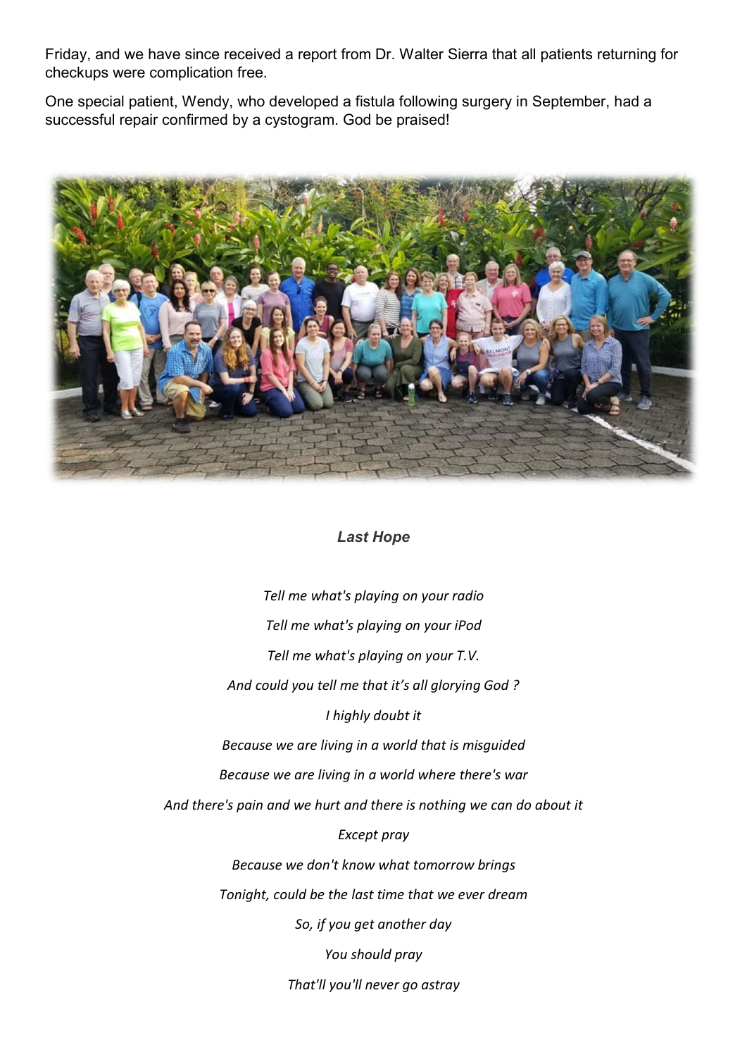Friday, and we have since received a report from Dr. Walter Sierra that all patients returning for checkups were complication free.

One special patient, Wendy, who developed a fistula following surgery in September, had a successful repair confirmed by a cystogram. God be praised!

### *Last Hope*

*Tell me what's playing on your radio*

*Tell me what's playing on your iPod*

*Tell me what's playing on your T.V.*

*And could you tell me that it's all glorying God ?*

*I highly doubt it*

*Because we are living in a world that is misguided*

*Because we are living in a world where there's war*

*And there's pain and we hurt and there is nothing we can do about it*

*Except pray*

*Because we don't know what tomorrow brings*

*Tonight, could be the last time that we ever dream*

*So, if you get another day*

*You should pray*

*That'll you'll never go astray*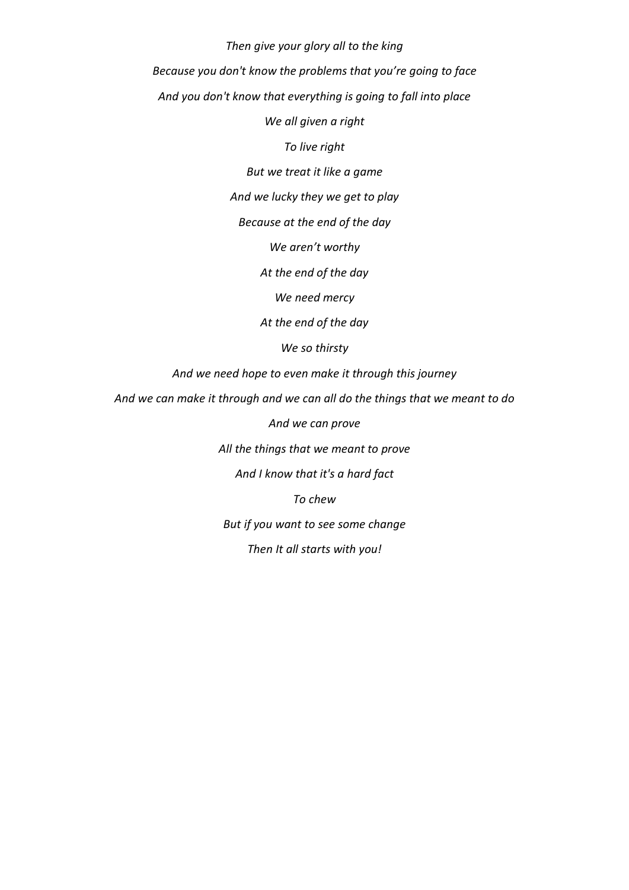*Then give your glory all to the king*

*Because you don't know the problems that you're going to face*

*And you don't know that everything is going to fall into place*

*We all given a right*

*To live right*

*But we treat it like a game*

*And we lucky they we get to play*

*Because at the end of the day*

*We aren't worthy*

*At the end of the day*

*We need mercy*

*At the end of the day*

*We so thirsty*

*And we need hope to even make it through this journey*

*And we can make it through and we can all do the things that we meant to do*

*And we can prove*

*All the things that we meant to prove*

*And I know that it's a hard fact*

*To chew*

*But if you want to see some change*

*Then It all starts with you!*